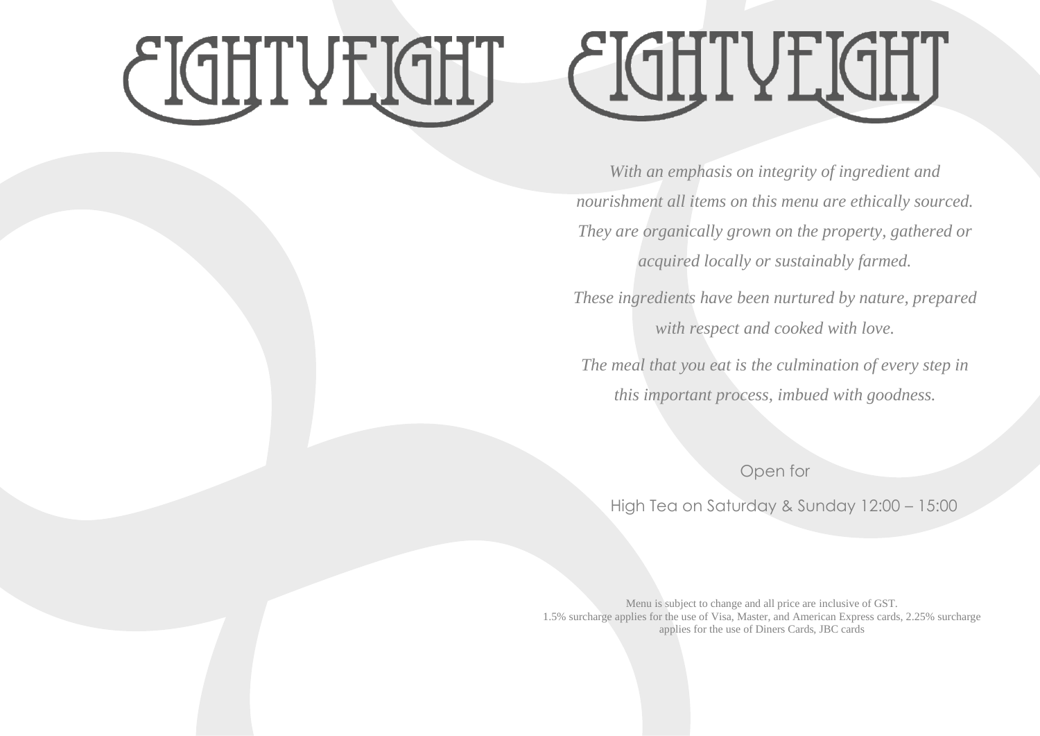# EIGHTYEIGHT

# EIGHTYEIGHT

*With an emphasis on integrity of ingredient and nourishment all items on this menu are ethically sourced. They are organically grown on the property, gathered or acquired locally or sustainably farmed.*

*These ingredients have been nurtured by nature, prepared with respect and cooked with love.*

*The meal that you eat is the culmination of every step in this important process, imbued with goodness.*

Open for

High Tea on Saturday & Sunday 12:00 – 15:00

Menu is subject to change and all price are inclusive of GST.
1.5% surcharge applies for the use of Visa, Master, and American Express cards, 2.25% surcharge applies for the use of Diners Cards, JBC cards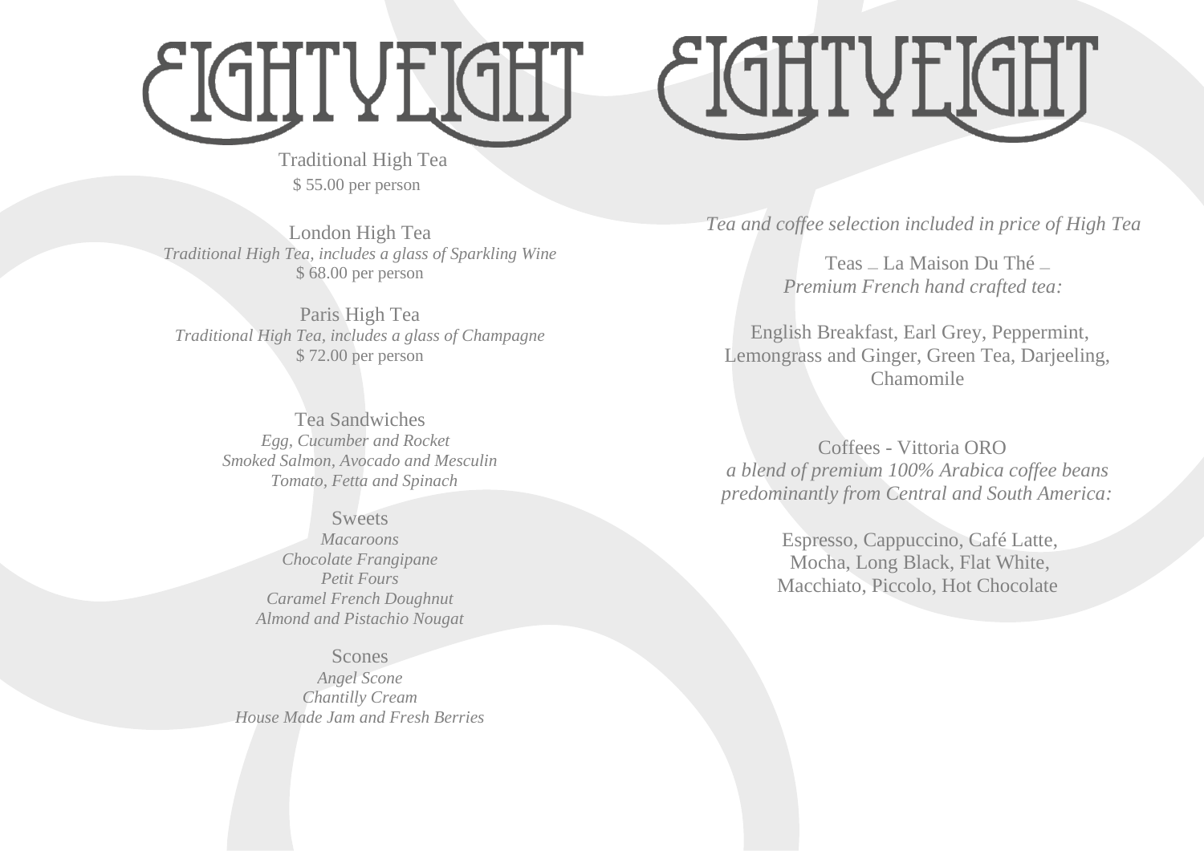# EIGHTYEIGHT

## Traditional High Tea
$ 55.00 per person

## London High Tea
*Traditional High Tea, includes a glass of Sparkling Wine*
$ 68.00 per person

## Paris High Tea
*Traditional High Tea, includes a glass of Champagne*
$ 72.00 per person

### Tea Sandwiches
*Egg, Cucumber and Rocket*
*Smoked Salmon, Avocado and Mesculin*
*Tomato, Fetta and Spinach*

### Sweets
*Macaroons*
*Chocolate Frangipane*
*Petit Fours*
*Caramel French Doughnut*
*Almond and Pistachio Nougat*

### Scones
*Angel Scone*
*Chantilly Cream*
*House Made Jam and Fresh Berries*

# EIGHTYEIGHT

*Tea and coffee selection included in price of High Tea*

### Teas _ La Maison Du Thé _
*Premium French hand crafted tea:*

English Breakfast, Earl Grey, Peppermint, Lemongrass and Ginger, Green Tea, Darjeeling, Chamomile

### Coffees - Vittoria ORO
*a blend of premium 100% Arabica coffee beans predominantly from Central and South America:*

Espresso, Cappuccino, Café Latte, Mocha, Long Black, Flat White, Macchiato, Piccolo, Hot Chocolate